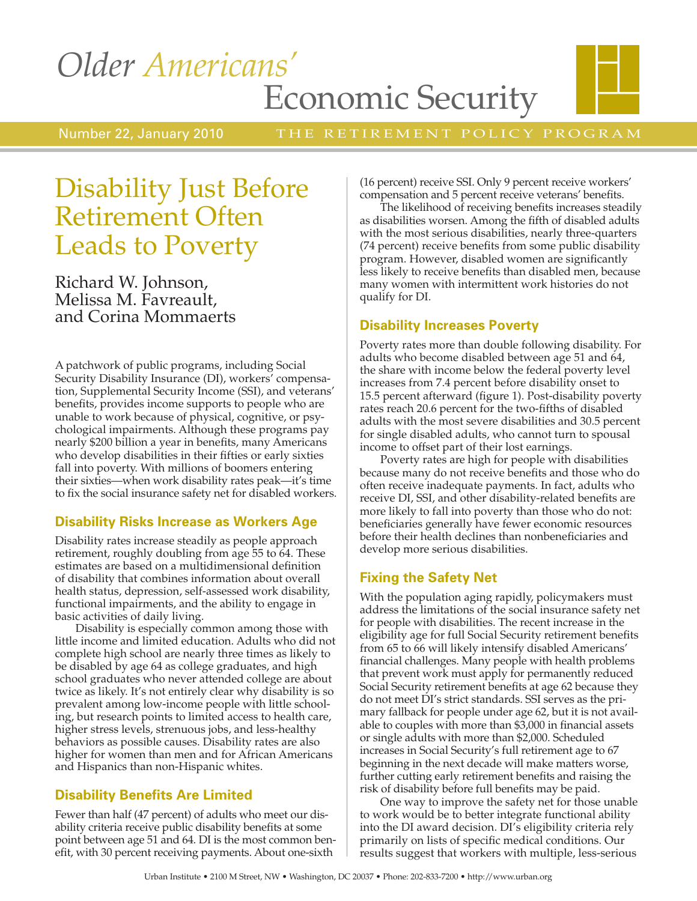# Older *Americans'* Economic Security

Number 22, January 2010 — THE RETIREMENT POLICY PROGRAM

# Disability Just Before Retirement Often Leads to Poverty

Richard W. Johnson, Melissa M. Favreault, and Corina Mommaerts

A patchwork of public programs, including Social Security Disability Insurance (DI), workers' compensation, Supplemental Security Income (SSI), and veterans' benefits, provides income supports to people who are unable to work because of physical, cognitive, or psychological impairments. Although these programs pay nearly $200 billion a year in benefits, many Americans who develop disabilities in their fifties or early sixties fall into poverty. With millions of boomers entering their sixties—when work disability rates peak—it's time to fix the social insurance safety net for disabled workers.

## Disability Risks Increase as Workers Age

Disability rates increase steadily as people approach retirement, roughly doubling from age 55 to 64. These estimates are based on a multidimensional definition of disability that combines information about overall health status, depression, self-assessed work disability, functional impairments, and the ability to engage in basic activities of daily living.

Disability is especially common among those with little income and limited education. Adults who did not complete high school are nearly three times as likely to be disabled by age 64 as college graduates, and high school graduates who never attended college are about twice as likely. It's not entirely clear why disability is so prevalent among low-income people with little schooling, but research points to limited access to health care, higher stress levels, strenuous jobs, and less-healthy behaviors as possible causes. Disability rates are also higher for women than men and for African Americans and Hispanics than non-Hispanic whites.

## Disability Benefits Are Limited

Fewer than half (47 percent) of adults who meet our disability criteria receive public disability benefits at some point between age 51 and 64. DI is the most common benefit, with 30 percent receiving payments. About one-sixth (16 percent) receive SSI. Only 9 percent receive workers' compensation and 5 percent receive veterans' benefits.

The likelihood of receiving benefits increases steadily as disabilities worsen. Among the fifth of disabled adults with the most serious disabilities, nearly three-quarters (74 percent) receive benefits from some public disability program. However, disabled women are significantly less likely to receive benefits than disabled men, because many women with intermittent work histories do not qualify for DI.

## Disability Increases Poverty

Poverty rates more than double following disability. For adults who become disabled between age 51 and 64, the share with income below the federal poverty level increases from 7.4 percent before disability onset to 15.5 percent afterward (figure 1). Post-disability poverty rates reach 20.6 percent for the two-fifths of disabled adults with the most severe disabilities and 30.5 percent for single disabled adults, who cannot turn to spousal income to offset part of their lost earnings.

Poverty rates are high for people with disabilities because many do not receive benefits and those who do often receive inadequate payments. In fact, adults who receive DI, SSI, and other disability-related benefits are more likely to fall into poverty than those who do not: beneficiaries generally have fewer economic resources before their health declines than nonbeneficiaries and develop more serious disabilities.

## Fixing the Safety Net

With the population aging rapidly, policymakers must address the limitations of the social insurance safety net for people with disabilities. The recent increase in the eligibility age for full Social Security retirement benefits from 65 to 66 will likely intensify disabled Americans' financial challenges. Many people with health problems that prevent work must apply for permanently reduced Social Security retirement benefits at age 62 because they do not meet DI's strict standards. SSI serves as the primary fallback for people under age 62, but it is not available to couples with more than $3,000 in financial assets or single adults with more than $2,000. Scheduled increases in Social Security's full retirement age to 67 beginning in the next decade will make matters worse, further cutting early retirement benefits and raising the risk of disability before full benefits may be paid.

One way to improve the safety net for those unable to work would be to better integrate functional ability into the DI award decision. DI's eligibility criteria rely primarily on lists of specific medical conditions. Our results suggest that workers with multiple, less-serious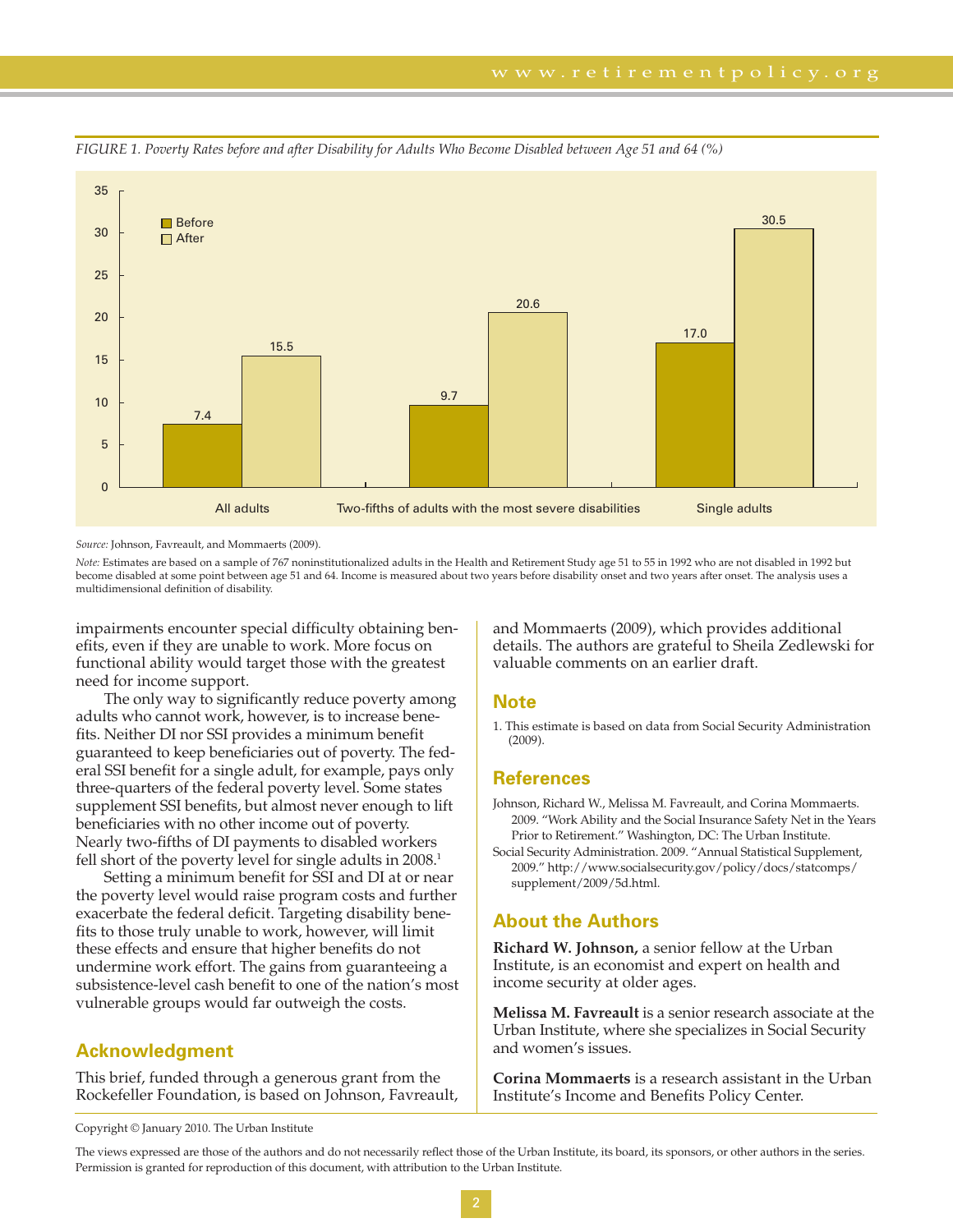FIGURE 1. *Poverty Rates before and after Disability for Adults Who Become Disabled between Age 51 and 64 (%)*

35
30
25
20
15
10
5
0

Before
After

7.4
15.5
9.7
20.6
17.0
30.5

All adults
Two-fifths of adults with the most severe disabilities
Single adults

*Source:* Johnson, Favreault, and Mommaerts (2009).

*Note:* Estimates are based on a sample of 767 noninstitutionalized adults in the Health and Retirement Study age 51 to 55 in 1992 who are not disabled in 1992 but become disabled at some point between age 51 and 64. Income is measured about two years before disability onset and two years after onset. The analysis uses a multidimensional definition of disability.

impairments encounter special difficulty obtaining benefits, even if they are unable to work. More focus on functional ability would target those with the greatest need for income support.

The only way to significantly reduce poverty among adults who cannot work, however, is to increase benefits. Neither DI nor SSI provides a minimum benefit guaranteed to keep beneficiaries out of poverty. The federal SSI benefit for a single adult, for example, pays only three-quarters of the federal poverty level. Some states supplement SSI benefits, but almost never enough to lift beneficiaries with no other income out of poverty. Nearly two-fifths of DI payments to disabled workers fell short of the poverty level for single adults in 2008.[1]

Setting a minimum benefit for SSI and DI at or near the poverty level would raise program costs and further exacerbate the federal deficit. Targeting disability benefits to those truly unable to work, however, will limit these effects and ensure that higher benefits do not undermine work effort. The gains from guaranteeing a subsistence-level cash benefit to one of the nation's most vulnerable groups would far outweigh the costs.

## Acknowledgment

This brief, funded through a generous grant from the Rockefeller Foundation, is based on Johnson, Favreault, and Mommaerts (2009), which provides additional details. The authors are grateful to Sheila Zedlewski for valuable comments on an earlier draft.

## Note

1. This estimate is based on data from Social Security Administration (2009).

## References

Johnson, Richard W., Melissa M. Favreault, and Corina Mommaerts. 2009. "Work Ability and the Social Insurance Safety Net in the Years Prior to Retirement." Washington, DC: The Urban Institute.

Social Security Administration. 2009. "Annual Statistical Supplement, 2009." http://www.socialsecurity.gov/policy/docs/statcomps/supplement/2009/5d.html.

## About the Authors

**Richard W. Johnson,** a senior fellow at the Urban Institute, is an economist and expert on health and income security at older ages.

**Melissa M. Favreault** is a senior research associate at the Urban Institute, where she specializes in Social Security and women's issues.

**Corina Mommaerts** is a research assistant in the Urban Institute's Income and Benefits Policy Center.

Copyright © January 2010. The Urban Institute

The views expressed are those of the authors and do not necessarily reflect those of the Urban Institute, its board, its sponsors, or other authors in the series. Permission is granted for reproduction of this document, with attribution to the Urban Institute.